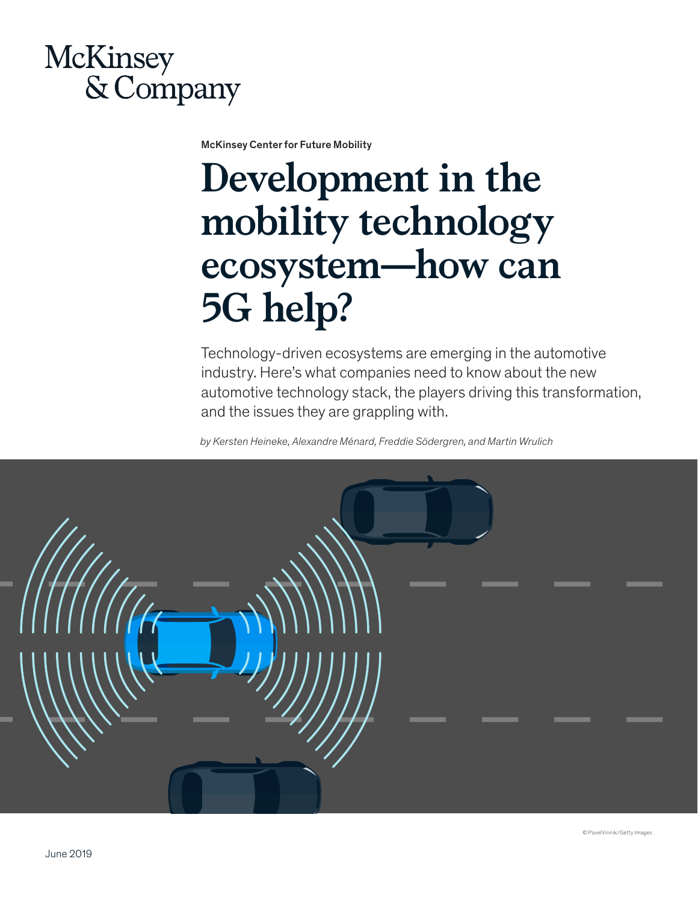McKinsey & Company

McKinsey Center for Future Mobility

# Development in the mobility technology ecosystem—how can 5G help?

Technology-driven ecosystems are emerging in the automotive industry. Here's what companies need to know about the new automotive technology stack, the players driving this transformation, and the issues they are grappling with.

*by Kersten Heineke, Alexandre Ménard, Freddie Södergren, and Martin Wrulich*

© PavelVinnik/Getty Images

June 2019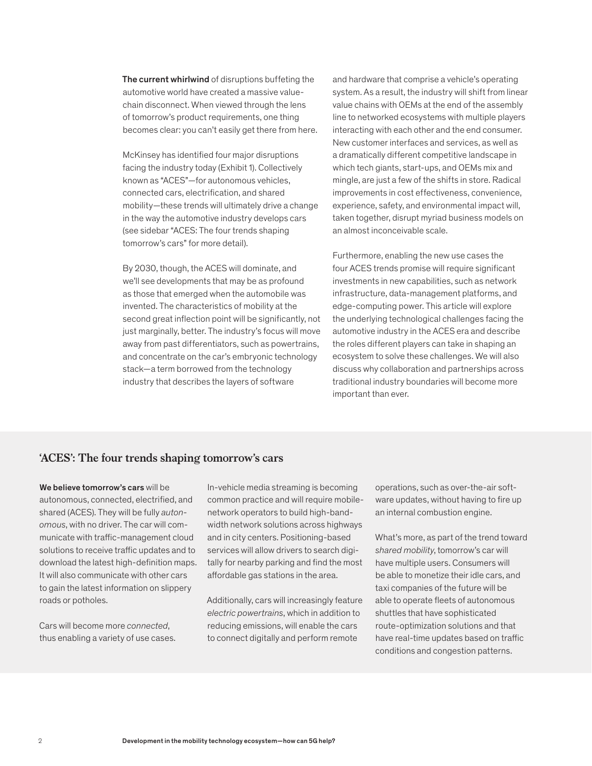**The current whirlwind** of disruptions buffeting the automotive world have created a massive value-chain disconnect. When viewed through the lens of tomorrow's product requirements, one thing becomes clear: you can't easily get there from here.

McKinsey has identified four major disruptions facing the industry today (Exhibit 1). Collectively known as "ACES"—for autonomous vehicles, connected cars, electrification, and shared mobility—these trends will ultimately drive a change in the way the automotive industry develops cars (see sidebar "ACES: The four trends shaping tomorrow's cars" for more detail).

By 2030, though, the ACES will dominate, and we'll see developments that may be as profound as those that emerged when the automobile was invented. The characteristics of mobility at the second great inflection point will be significantly, not just marginally, better. The industry's focus will move away from past differentiators, such as powertrains, and concentrate on the car's embryonic technology stack—a term borrowed from the technology industry that describes the layers of software and hardware that comprise a vehicle's operating system. As a result, the industry will shift from linear value chains with OEMs at the end of the assembly line to networked ecosystems with multiple players interacting with each other and the end consumer. New customer interfaces and services, as well as a dramatically different competitive landscape in which tech giants, start-ups, and OEMs mix and mingle, are just a few of the shifts in store. Radical improvements in cost effectiveness, convenience, experience, safety, and environmental impact will, taken together, disrupt myriad business models on an almost inconceivable scale.

Furthermore, enabling the new use cases the four ACES trends promise will require significant investments in new capabilities, such as network infrastructure, data-management platforms, and edge-computing power. This article will explore the underlying technological challenges facing the automotive industry in the ACES era and describe the roles different players can take in shaping an ecosystem to solve these challenges. We will also discuss why collaboration and partnerships across traditional industry boundaries will become more important than ever.

## 'ACES': The four trends shaping tomorrow's cars

**We believe tomorrow's cars** will be autonomous, connected, electrified, and shared (ACES). They will be fully *autonomous*, with no driver. The car will communicate with traffic-management cloud solutions to receive traffic updates and to download the latest high-definition maps. It will also communicate with other cars to gain the latest information on slippery roads or potholes.

Cars will become more *connected*, thus enabling a variety of use cases. In-vehicle media streaming is becoming common practice and will require mobile-network operators to build high-bandwidth network solutions across highways and in city centers. Positioning-based services will allow drivers to search digitally for nearby parking and find the most affordable gas stations in the area.

Additionally, cars will increasingly feature *electric powertrains*, which in addition to reducing emissions, will enable the cars to connect digitally and perform remote operations, such as over-the-air software updates, without having to fire up an internal combustion engine.

What's more, as part of the trend toward *shared mobility*, tomorrow's car will have multiple users. Consumers will be able to monetize their idle cars, and taxi companies of the future will be able to operate fleets of autonomous shuttles that have sophisticated route-optimization solutions and that have real-time updates based on traffic conditions and congestion patterns.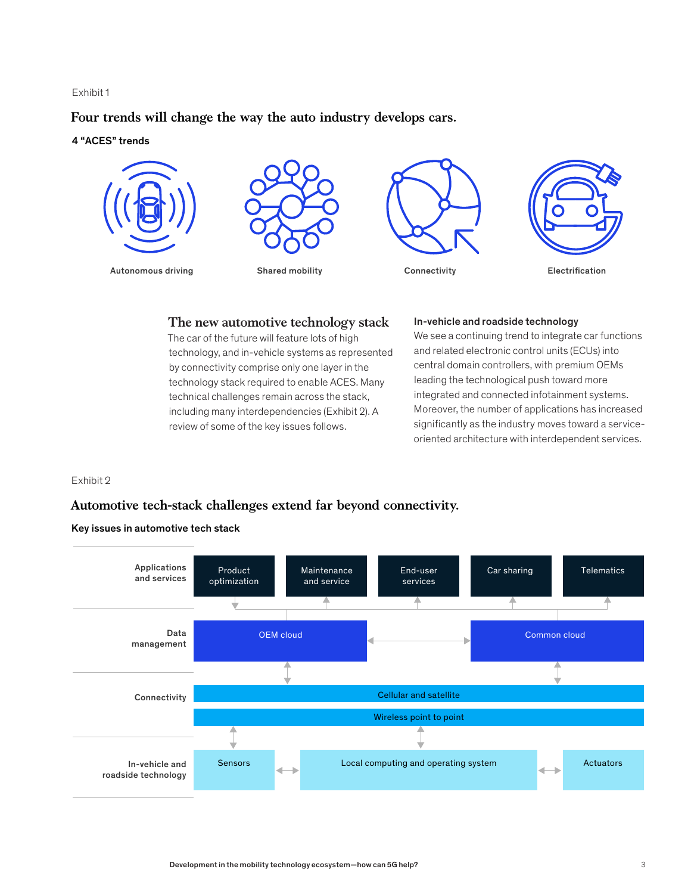Exhibit 1

## Four trends will change the way the auto industry develops cars.

**4 "ACES" trends**

Autonomous driving

Shared mobility

Connectivity

Electrification

### The new automotive technology stack

The car of the future will feature lots of high technology, and in-vehicle systems as represented by connectivity comprise only one layer in the technology stack required to enable ACES. Many technical challenges remain across the stack, including many interdependencies (Exhibit 2). A review of some of the key issues follows.

**In-vehicle and roadside technology**

We see a continuing trend to integrate car functions and related electronic control units (ECUs) into central domain controllers, with premium OEMs leading the technological push toward more integrated and connected infotainment systems. Moreover, the number of applications has increased significantly as the industry moves toward a service-oriented architecture with interdependent services.

Exhibit 2

## Automotive tech-stack challenges extend far beyond connectivity.

**Key issues in automotive tech stack**

Applications and services

Product optimization

Maintenance and service

End-user services

Car sharing

Telematics

Data management

OEM cloud

Common cloud

Connectivity

Cellular and satellite

Wireless point to point

In-vehicle and roadside technology

Sensors

Local computing and operating system

Actuators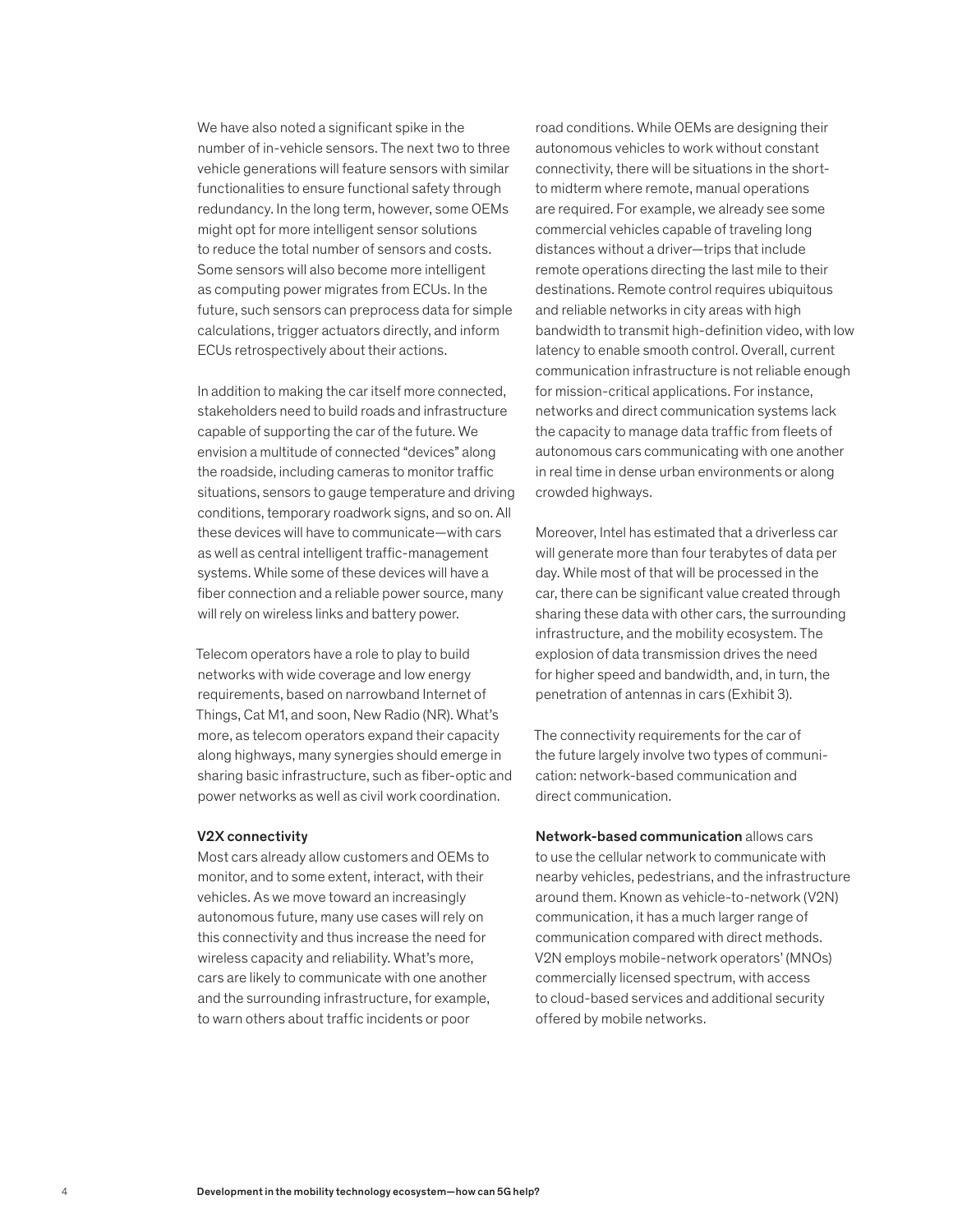We have also noted a significant spike in the number of in-vehicle sensors. The next two to three vehicle generations will feature sensors with similar functionalities to ensure functional safety through redundancy. In the long term, however, some OEMs might opt for more intelligent sensor solutions to reduce the total number of sensors and costs. Some sensors will also become more intelligent as computing power migrates from ECUs. In the future, such sensors can preprocess data for simple calculations, trigger actuators directly, and inform ECUs retrospectively about their actions.

In addition to making the car itself more connected, stakeholders need to build roads and infrastructure capable of supporting the car of the future. We envision a multitude of connected "devices" along the roadside, including cameras to monitor traffic situations, sensors to gauge temperature and driving conditions, temporary roadwork signs, and so on. All these devices will have to communicate—with cars as well as central intelligent traffic-management systems. While some of these devices will have a fiber connection and a reliable power source, many will rely on wireless links and battery power.

Telecom operators have a role to play to build networks with wide coverage and low energy requirements, based on narrowband Internet of Things, Cat M1, and soon, New Radio (NR). What's more, as telecom operators expand their capacity along highways, many synergies should emerge in sharing basic infrastructure, such as fiber-optic and power networks as well as civil work coordination.

**V2X connectivity**

Most cars already allow customers and OEMs to monitor, and to some extent, interact, with their vehicles. As we move toward an increasingly autonomous future, many use cases will rely on this connectivity and thus increase the need for wireless capacity and reliability. What's more, cars are likely to communicate with one another and the surrounding infrastructure, for example, to warn others about traffic incidents or poor road conditions. While OEMs are designing their autonomous vehicles to work without constant connectivity, there will be situations in the short- to midterm where remote, manual operations are required. For example, we already see some commercial vehicles capable of traveling long distances without a driver—trips that include remote operations directing the last mile to their destinations. Remote control requires ubiquitous and reliable networks in city areas with high bandwidth to transmit high-definition video, with low latency to enable smooth control. Overall, current communication infrastructure is not reliable enough for mission-critical applications. For instance, networks and direct communication systems lack the capacity to manage data traffic from fleets of autonomous cars communicating with one another in real time in dense urban environments or along crowded highways.

Moreover, Intel has estimated that a driverless car will generate more than four terabytes of data per day. While most of that will be processed in the car, there can be significant value created through sharing these data with other cars, the surrounding infrastructure, and the mobility ecosystem. The explosion of data transmission drives the need for higher speed and bandwidth, and, in turn, the penetration of antennas in cars (Exhibit 3).

The connectivity requirements for the car of the future largely involve two types of communication: network-based communication and direct communication.

**Network-based communication** allows cars to use the cellular network to communicate with nearby vehicles, pedestrians, and the infrastructure around them. Known as vehicle-to-network (V2N) communication, it has a much larger range of communication compared with direct methods. V2N employs mobile-network operators' (MNOs) commercially licensed spectrum, with access to cloud-based services and additional security offered by mobile networks.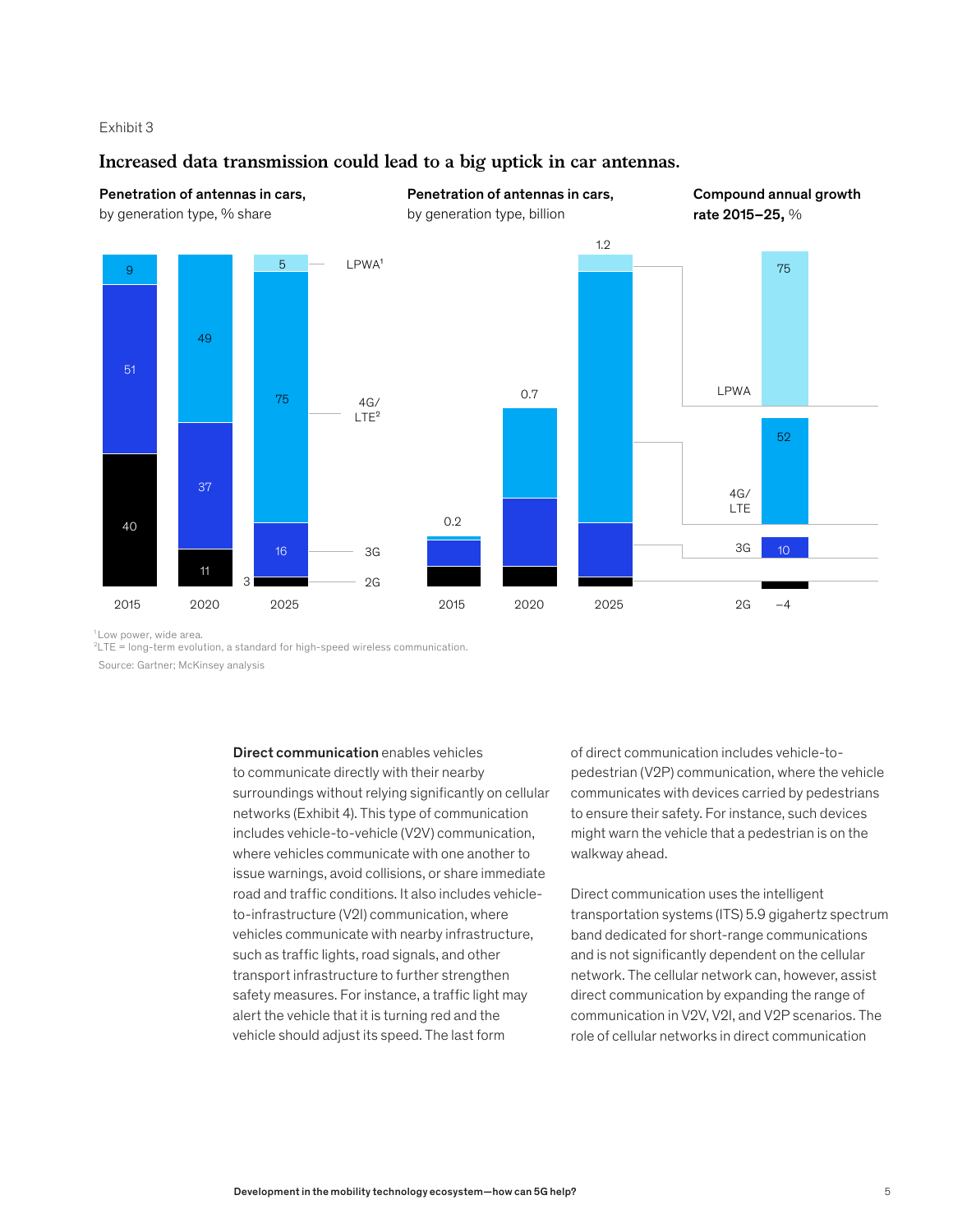Exhibit 3

**Increased data transmission could lead to a big uptick in car antennas.**

**Penetration of antennas in cars,** by generation type, % share

| | 2015 | 2020 | 2025 |
|---|---|---|---|
| LPWA[1] | | | 5 |
| 4G/LTE[2] | 9 | 49 | 75 |
| 3G | 51 | 37 | 16 |
| 2G | 40 | 11 | 3 |

**Penetration of antennas in cars,** by generation type, billion

| 2015 | 2020 | 2025 |
|---|---|---|
| 0.2 | 0.7 | 1.2 |

**Compound annual growth rate 2015–25,** %

| | |
|---|---|
| LPWA | 75 |
| 4G/LTE | 52 |
| 3G | 10 |
| 2G | –4 |

[1] Low power, wide area.
[2] LTE = long-term evolution, a standard for high-speed wireless communication.
Source: Gartner; McKinsey analysis

**Direct communication** enables vehicles to communicate directly with their nearby surroundings without relying significantly on cellular networks (Exhibit 4). This type of communication includes vehicle-to-vehicle (V2V) communication, where vehicles communicate with one another to issue warnings, avoid collisions, or share immediate road and traffic conditions. It also includes vehicle-to-infrastructure (V2I) communication, where vehicles communicate with nearby infrastructure, such as traffic lights, road signals, and other transport infrastructure to further strengthen safety measures. For instance, a traffic light may alert the vehicle that it is turning red and the vehicle should adjust its speed. The last form of direct communication includes vehicle-to-pedestrian (V2P) communication, where the vehicle communicates with devices carried by pedestrians to ensure their safety. For instance, such devices might warn the vehicle that a pedestrian is on the walkway ahead.

Direct communication uses the intelligent transportation systems (ITS) 5.9 gigahertz spectrum band dedicated for short-range communications and is not significantly dependent on the cellular network. The cellular network can, however, assist direct communication by expanding the range of communication in V2V, V2I, and V2P scenarios. The role of cellular networks in direct communication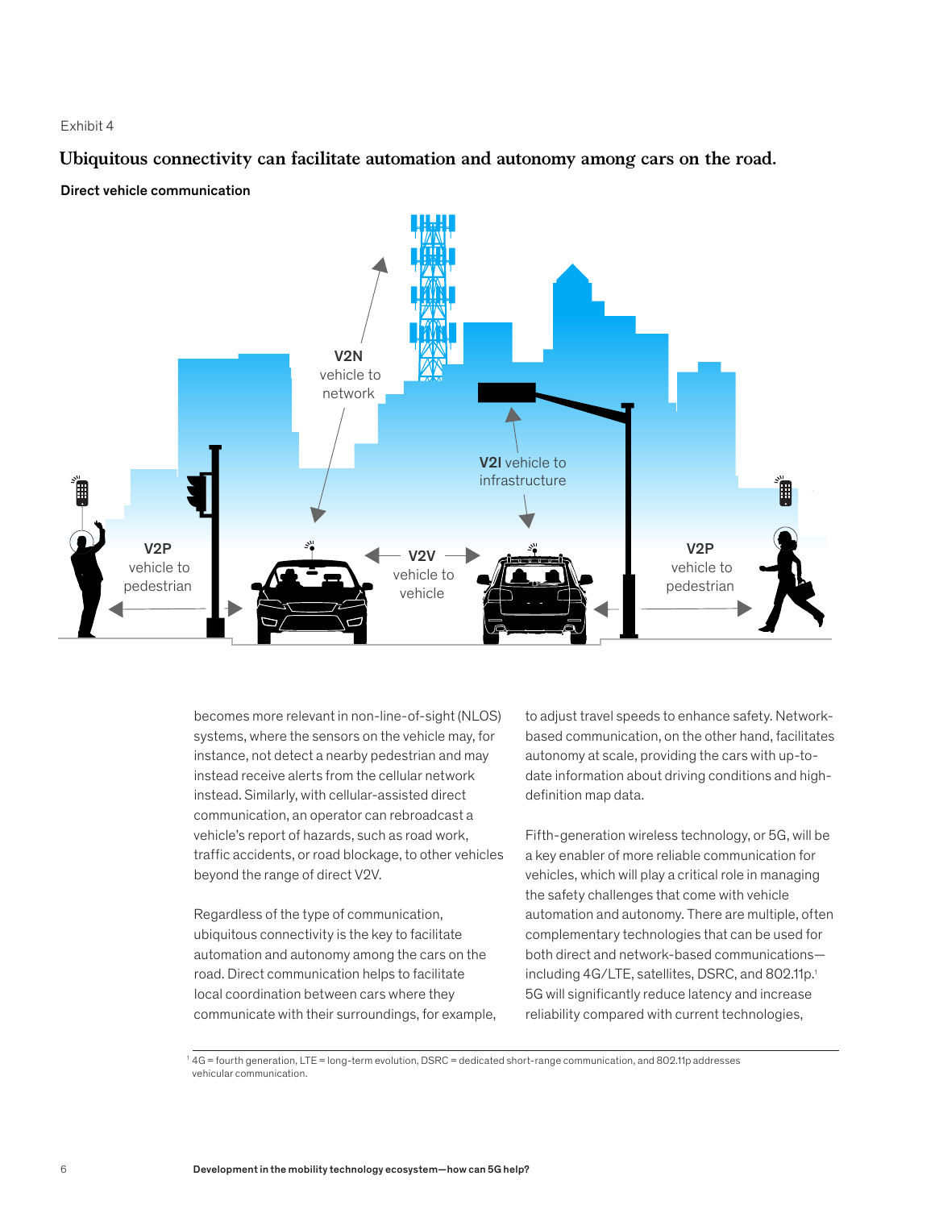Exhibit 4

**Ubiquitous connectivity can facilitate automation and autonomy among cars on the road.**

**Direct vehicle communication**

V2N
vehicle to network

V2I vehicle to infrastructure

V2P
vehicle to pedestrian

V2V
vehicle to vehicle

V2P
vehicle to pedestrian

becomes more relevant in non-line-of-sight (NLOS) systems, where the sensors on the vehicle may, for instance, not detect a nearby pedestrian and may instead receive alerts from the cellular network instead. Similarly, with cellular-assisted direct communication, an operator can rebroadcast a vehicle's report of hazards, such as road work, traffic accidents, or road blockage, to other vehicles beyond the range of direct V2V.

Regardless of the type of communication, ubiquitous connectivity is the key to facilitate automation and autonomy among the cars on the road. Direct communication helps to facilitate local coordination between cars where they communicate with their surroundings, for example, to adjust travel speeds to enhance safety. Network-based communication, on the other hand, facilitates autonomy at scale, providing the cars with up-to-date information about driving conditions and high-definition map data.

Fifth-generation wireless technology, or 5G, will be a key enabler of more reliable communication for vehicles, which will play a critical role in managing the safety challenges that come with vehicle automation and autonomy. There are multiple, often complementary technologies that can be used for both direct and network-based communications—including 4G/LTE, satellites, DSRC, and 802.11p.[1] 5G will significantly reduce latency and increase reliability compared with current technologies,

[1] 4G = fourth generation, LTE = long-term evolution, DSRC = dedicated short-range communication, and 802.11p addresses vehicular communication.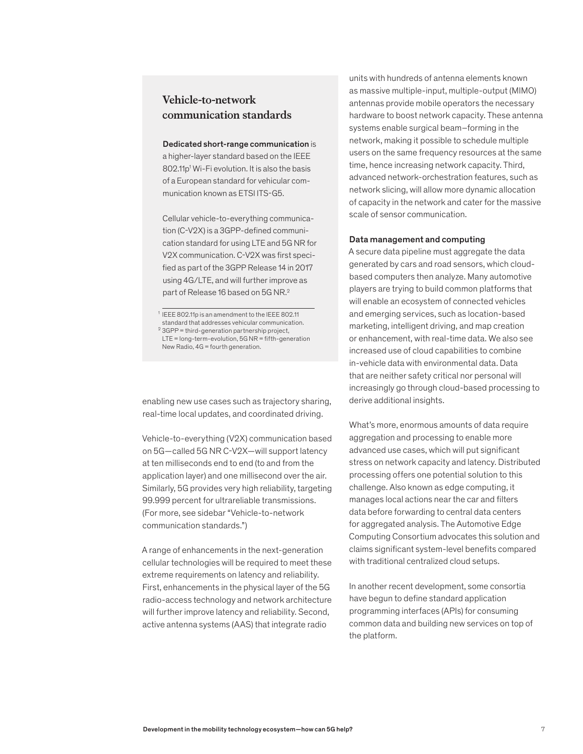## Vehicle-to-network communication standards

**Dedicated short-range communication** is a higher-layer standard based on the IEEE 802.11p[1] Wi-Fi evolution. It is also the basis of a European standard for vehicular communication known as ETSI ITS-G5.

Cellular vehicle-to-everything communication (C-V2X) is a 3GPP-defined communication standard for using LTE and 5G NR for V2X communication. C-V2X was first specified as part of the 3GPP Release 14 in 2017 using 4G/LTE, and will further improve as part of Release 16 based on 5G NR.[2]

[1] IEEE 802.11p is an amendment to the IEEE 802.11 standard that addresses vehicular communication.
[2] 3GPP = third-generation partnership project, LTE = long-term-evolution, 5G NR = fifth-generation New Radio, 4G = fourth generation.

enabling new use cases such as trajectory sharing, real-time local updates, and coordinated driving.

Vehicle-to-everything (V2X) communication based on 5G—called 5G NR C-V2X—will support latency at ten milliseconds end to end (to and from the application layer) and one millisecond over the air. Similarly, 5G provides very high reliability, targeting 99.999 percent for ultrareliable transmissions. (For more, see sidebar "Vehicle-to-network communication standards.")

A range of enhancements in the next-generation cellular technologies will be required to meet these extreme requirements on latency and reliability. First, enhancements in the physical layer of the 5G radio-access technology and network architecture will further improve latency and reliability. Second, active antenna systems (AAS) that integrate radio units with hundreds of antenna elements known as massive multiple-input, multiple-output (MIMO) antennas provide mobile operators the necessary hardware to boost network capacity. These antenna systems enable surgical beam–forming in the network, making it possible to schedule multiple users on the same frequency resources at the same time, hence increasing network capacity. Third, advanced network-orchestration features, such as network slicing, will allow more dynamic allocation of capacity in the network and cater for the massive scale of sensor communication.

**Data management and computing**

A secure data pipeline must aggregate the data generated by cars and road sensors, which cloud-based computers then analyze. Many automotive players are trying to build common platforms that will enable an ecosystem of connected vehicles and emerging services, such as location-based marketing, intelligent driving, and map creation or enhancement, with real-time data. We also see increased use of cloud capabilities to combine in-vehicle data with environmental data. Data that are neither safety critical nor personal will increasingly go through cloud-based processing to derive additional insights.

What's more, enormous amounts of data require aggregation and processing to enable more advanced use cases, which will put significant stress on network capacity and latency. Distributed processing offers one potential solution to this challenge. Also known as edge computing, it manages local actions near the car and filters data before forwarding to central data centers for aggregated analysis. The Automotive Edge Computing Consortium advocates this solution and claims significant system-level benefits compared with traditional centralized cloud setups.

In another recent development, some consortia have begun to define standard application programming interfaces (APIs) for consuming common data and building new services on top of the platform.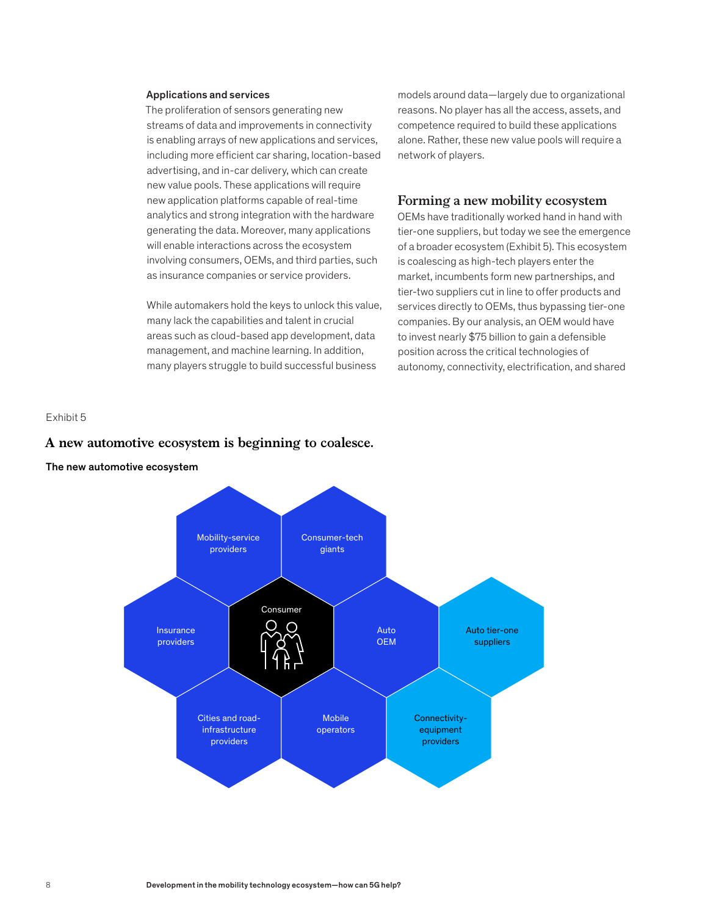### Applications and services

The proliferation of sensors generating new streams of data and improvements in connectivity is enabling arrays of new applications and services, including more efficient car sharing, location-based advertising, and in-car delivery, which can create new value pools. These applications will require new application platforms capable of real-time analytics and strong integration with the hardware generating the data. Moreover, many applications will enable interactions across the ecosystem involving consumers, OEMs, and third parties, such as insurance companies or service providers.

While automakers hold the keys to unlock this value, many lack the capabilities and talent in crucial areas such as cloud-based app development, data management, and machine learning. In addition, many players struggle to build successful business models around data—largely due to organizational reasons. No player has all the access, assets, and competence required to build these applications alone. Rather, these new value pools will require a network of players.

## Forming a new mobility ecosystem

OEMs have traditionally worked hand in hand with tier-one suppliers, but today we see the emergence of a broader ecosystem (Exhibit 5). This ecosystem is coalescing as high-tech players enter the market, incumbents form new partnerships, and tier-two suppliers cut in line to offer products and services directly to OEMs, thus bypassing tier-one companies. By our analysis, an OEM would have to invest nearly $75 billion to gain a defensible position across the critical technologies of autonomy, connectivity, electrification, and shared

Exhibit 5

**A new automotive ecosystem is beginning to coalesce.**

**The new automotive ecosystem**

- Mobility-service providers
- Consumer-tech giants
- Insurance providers
- Consumer
- Auto OEM
- Auto tier-one suppliers
- Cities and road-infrastructure providers
- Mobile operators
- Connectivity-equipment providers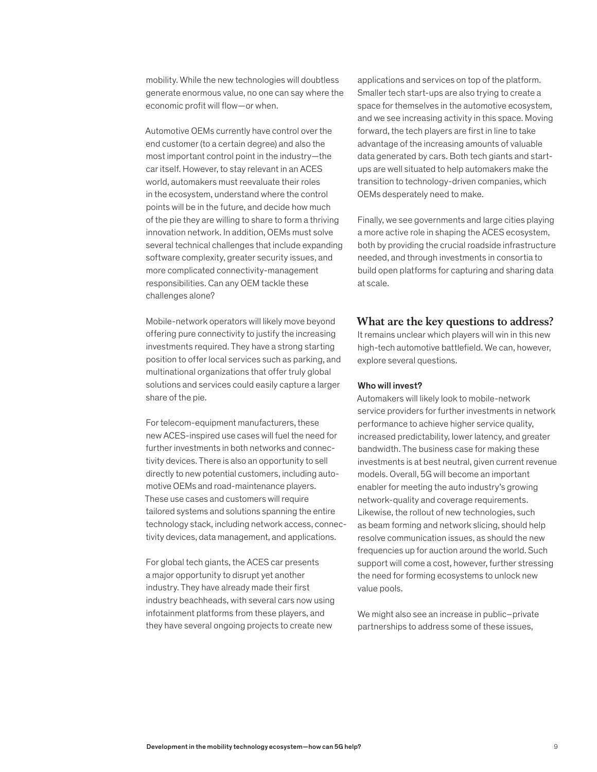mobility. While the new technologies will doubtless generate enormous value, no one can say where the economic profit will flow—or when.

Automotive OEMs currently have control over the end customer (to a certain degree) and also the most important control point in the industry—the car itself. However, to stay relevant in an ACES world, automakers must reevaluate their roles in the ecosystem, understand where the control points will be in the future, and decide how much of the pie they are willing to share to form a thriving innovation network. In addition, OEMs must solve several technical challenges that include expanding software complexity, greater security issues, and more complicated connectivity-management responsibilities. Can any OEM tackle these challenges alone?

Mobile-network operators will likely move beyond offering pure connectivity to justify the increasing investments required. They have a strong starting position to offer local services such as parking, and multinational organizations that offer truly global solutions and services could easily capture a larger share of the pie.

For telecom-equipment manufacturers, these new ACES-inspired use cases will fuel the need for further investments in both networks and connectivity devices. There is also an opportunity to sell directly to new potential customers, including automotive OEMs and road-maintenance players. These use cases and customers will require tailored systems and solutions spanning the entire technology stack, including network access, connectivity devices, data management, and applications.

For global tech giants, the ACES car presents a major opportunity to disrupt yet another industry. They have already made their first industry beachheads, with several cars now using infotainment platforms from these players, and they have several ongoing projects to create new applications and services on top of the platform. Smaller tech start-ups are also trying to create a space for themselves in the automotive ecosystem, and we see increasing activity in this space. Moving forward, the tech players are first in line to take advantage of the increasing amounts of valuable data generated by cars. Both tech giants and start-ups are well situated to help automakers make the transition to technology-driven companies, which OEMs desperately need to make.

Finally, we see governments and large cities playing a more active role in shaping the ACES ecosystem, both by providing the crucial roadside infrastructure needed, and through investments in consortia to build open platforms for capturing and sharing data at scale.

## What are the key questions to address?

It remains unclear which players will win in this new high-tech automotive battlefield. We can, however, explore several questions.

**Who will invest?**

Automakers will likely look to mobile-network service providers for further investments in network performance to achieve higher service quality, increased predictability, lower latency, and greater bandwidth. The business case for making these investments is at best neutral, given current revenue models. Overall, 5G will become an important enabler for meeting the auto industry's growing network-quality and coverage requirements. Likewise, the rollout of new technologies, such as beam forming and network slicing, should help resolve communication issues, as should the new frequencies up for auction around the world. Such support will come a cost, however, further stressing the need for forming ecosystems to unlock new value pools.

We might also see an increase in public–private partnerships to address some of these issues,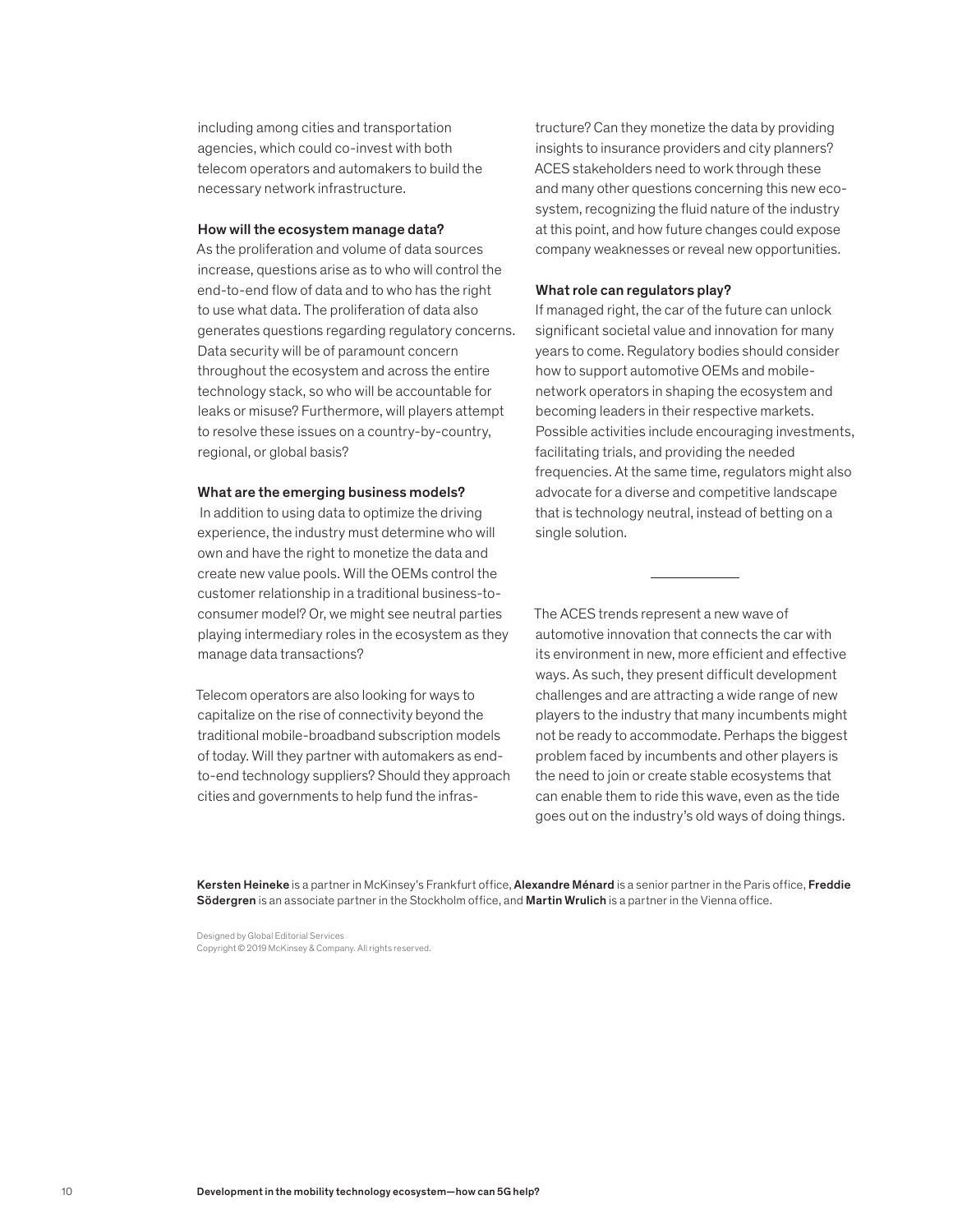including among cities and transportation agencies, which could co-invest with both telecom operators and automakers to build the necessary network infrastructure.

### How will the ecosystem manage data?

As the proliferation and volume of data sources increase, questions arise as to who will control the end-to-end flow of data and to who has the right to use what data. The proliferation of data also generates questions regarding regulatory concerns. Data security will be of paramount concern throughout the ecosystem and across the entire technology stack, so who will be accountable for leaks or misuse? Furthermore, will players attempt to resolve these issues on a country-by-country, regional, or global basis?

### What are the emerging business models?

In addition to using data to optimize the driving experience, the industry must determine who will own and have the right to monetize the data and create new value pools. Will the OEMs control the customer relationship in a traditional business-to-consumer model? Or, we might see neutral parties playing intermediary roles in the ecosystem as they manage data transactions?

Telecom operators are also looking for ways to capitalize on the rise of connectivity beyond the traditional mobile-broadband subscription models of today. Will they partner with automakers as end-to-end technology suppliers? Should they approach cities and governments to help fund the infrastructure? Can they monetize the data by providing insights to insurance providers and city planners? ACES stakeholders need to work through these and many other questions concerning this new ecosystem, recognizing the fluid nature of the industry at this point, and how future changes could expose company weaknesses or reveal new opportunities.

### What role can regulators play?

If managed right, the car of the future can unlock significant societal value and innovation for many years to come. Regulatory bodies should consider how to support automotive OEMs and mobile-network operators in shaping the ecosystem and becoming leaders in their respective markets. Possible activities include encouraging investments, facilitating trials, and providing the needed frequencies. At the same time, regulators might also advocate for a diverse and competitive landscape that is technology neutral, instead of betting on a single solution.

---

The ACES trends represent a new wave of automotive innovation that connects the car with its environment in new, more efficient and effective ways. As such, they present difficult development challenges and are attracting a wide range of new players to the industry that many incumbents might not be ready to accommodate. Perhaps the biggest problem faced by incumbents and other players is the need to join or create stable ecosystems that can enable them to ride this wave, even as the tide goes out on the industry's old ways of doing things.

**Kersten Heineke** is a partner in McKinsey's Frankfurt office, **Alexandre Ménard** is a senior partner in the Paris office, **Freddie Södergren** is an associate partner in the Stockholm office, and **Martin Wrulich** is a partner in the Vienna office.

Designed by Global Editorial Services
Copyright © 2019 McKinsey & Company. All rights reserved.